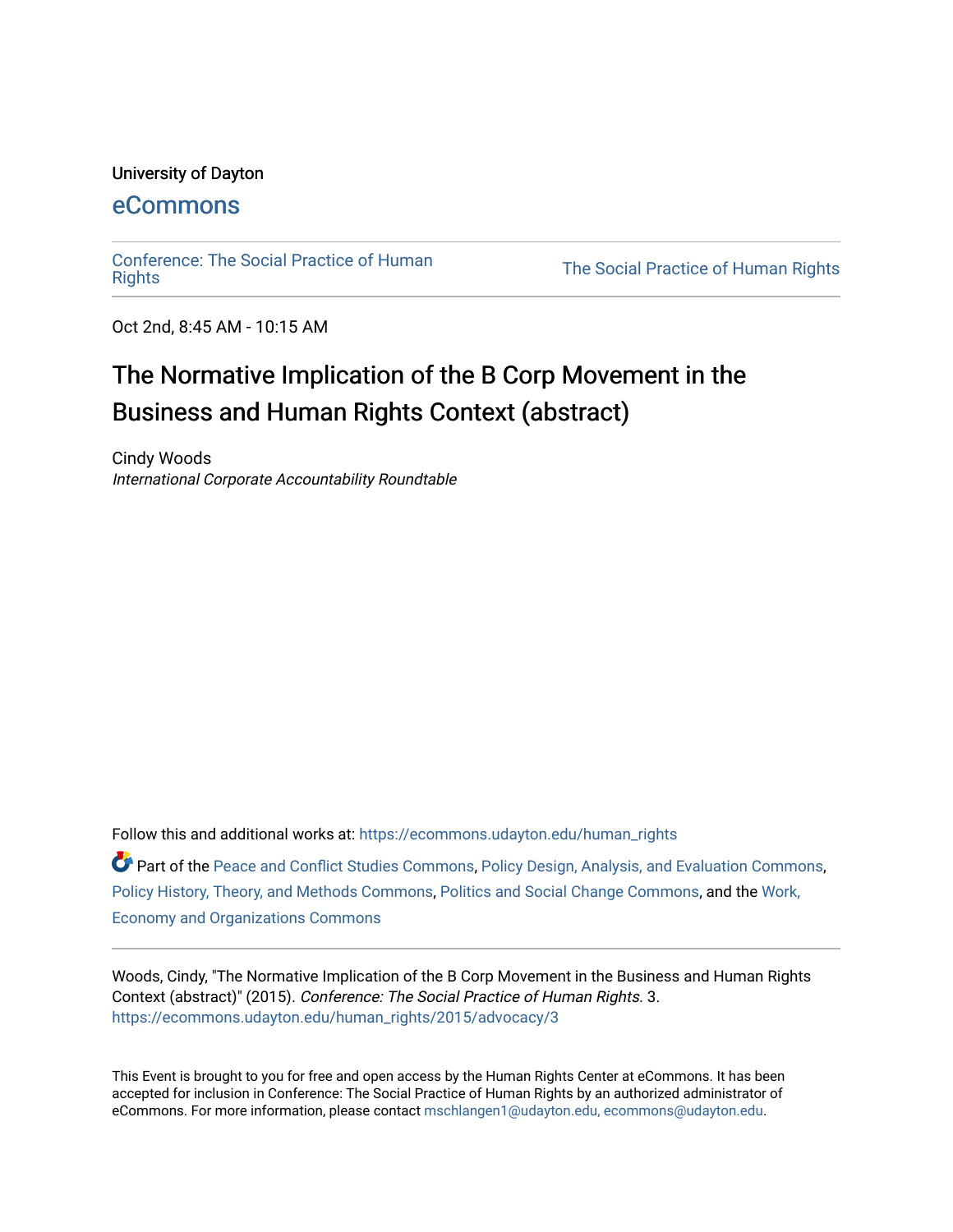University of Dayton

eCommons

Conference: The Social Practice of Human Rights

The Social Practice of Human Rights

Oct 2nd, 8:45 AM - 10:15 AM

# The Normative Implication of the B Corp Movement in the Business and Human Rights Context (abstract)

Cindy Woods

*International Corporate Accountability Roundtable*

Follow this and additional works at: https://ecommons.udayton.edu/human_rights

Part of the Peace and Conflict Studies Commons, Policy Design, Analysis, and Evaluation Commons, Policy History, Theory, and Methods Commons, Politics and Social Change Commons, and the Work, Economy and Organizations Commons

Woods, Cindy, "The Normative Implication of the B Corp Movement in the Business and Human Rights Context (abstract)" (2015). *Conference: The Social Practice of Human Rights*. 3.
https://ecommons.udayton.edu/human_rights/2015/advocacy/3

This Event is brought to you for free and open access by the Human Rights Center at eCommons. It has been accepted for inclusion in Conference: The Social Practice of Human Rights by an authorized administrator of eCommons. For more information, please contact mschlangen1@udayton.edu, ecommons@udayton.edu.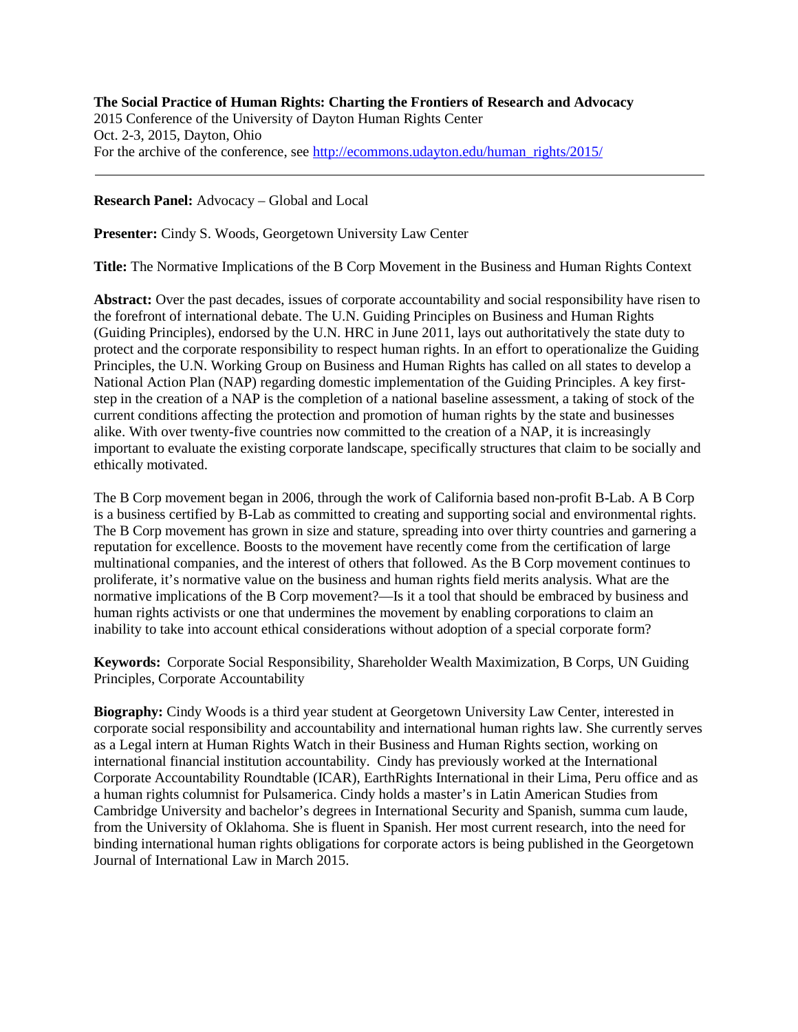**The Social Practice of Human Rights: Charting the Frontiers of Research and Advocacy**
2015 Conference of the University of Dayton Human Rights Center
Oct. 2-3, 2015, Dayton, Ohio
For the archive of the conference, see http://ecommons.udayton.edu/human_rights/2015/

---

**Research Panel:** Advocacy – Global and Local

**Presenter:** Cindy S. Woods, Georgetown University Law Center

**Title:** The Normative Implications of the B Corp Movement in the Business and Human Rights Context

**Abstract:** Over the past decades, issues of corporate accountability and social responsibility have risen to the forefront of international debate. The U.N. Guiding Principles on Business and Human Rights (Guiding Principles), endorsed by the U.N. HRC in June 2011, lays out authoritatively the state duty to protect and the corporate responsibility to respect human rights. In an effort to operationalize the Guiding Principles, the U.N. Working Group on Business and Human Rights has called on all states to develop a National Action Plan (NAP) regarding domestic implementation of the Guiding Principles. A key first-step in the creation of a NAP is the completion of a national baseline assessment, a taking of stock of the current conditions affecting the protection and promotion of human rights by the state and businesses alike. With over twenty-five countries now committed to the creation of a NAP, it is increasingly important to evaluate the existing corporate landscape, specifically structures that claim to be socially and ethically motivated.

The B Corp movement began in 2006, through the work of California based non-profit B-Lab. A B Corp is a business certified by B-Lab as committed to creating and supporting social and environmental rights. The B Corp movement has grown in size and stature, spreading into over thirty countries and garnering a reputation for excellence. Boosts to the movement have recently come from the certification of large multinational companies, and the interest of others that followed. As the B Corp movement continues to proliferate, it's normative value on the business and human rights field merits analysis. What are the normative implications of the B Corp movement?—Is it a tool that should be embraced by business and human rights activists or one that undermines the movement by enabling corporations to claim an inability to take into account ethical considerations without adoption of a special corporate form?

**Keywords:** Corporate Social Responsibility, Shareholder Wealth Maximization, B Corps, UN Guiding Principles, Corporate Accountability

**Biography:** Cindy Woods is a third year student at Georgetown University Law Center, interested in corporate social responsibility and accountability and international human rights law. She currently serves as a Legal intern at Human Rights Watch in their Business and Human Rights section, working on international financial institution accountability. Cindy has previously worked at the International Corporate Accountability Roundtable (ICAR), EarthRights International in their Lima, Peru office and as a human rights columnist for Pulsamerica. Cindy holds a master's in Latin American Studies from Cambridge University and bachelor's degrees in International Security and Spanish, summa cum laude, from the University of Oklahoma. She is fluent in Spanish. Her most current research, into the need for binding international human rights obligations for corporate actors is being published in the Georgetown Journal of International Law in March 2015.